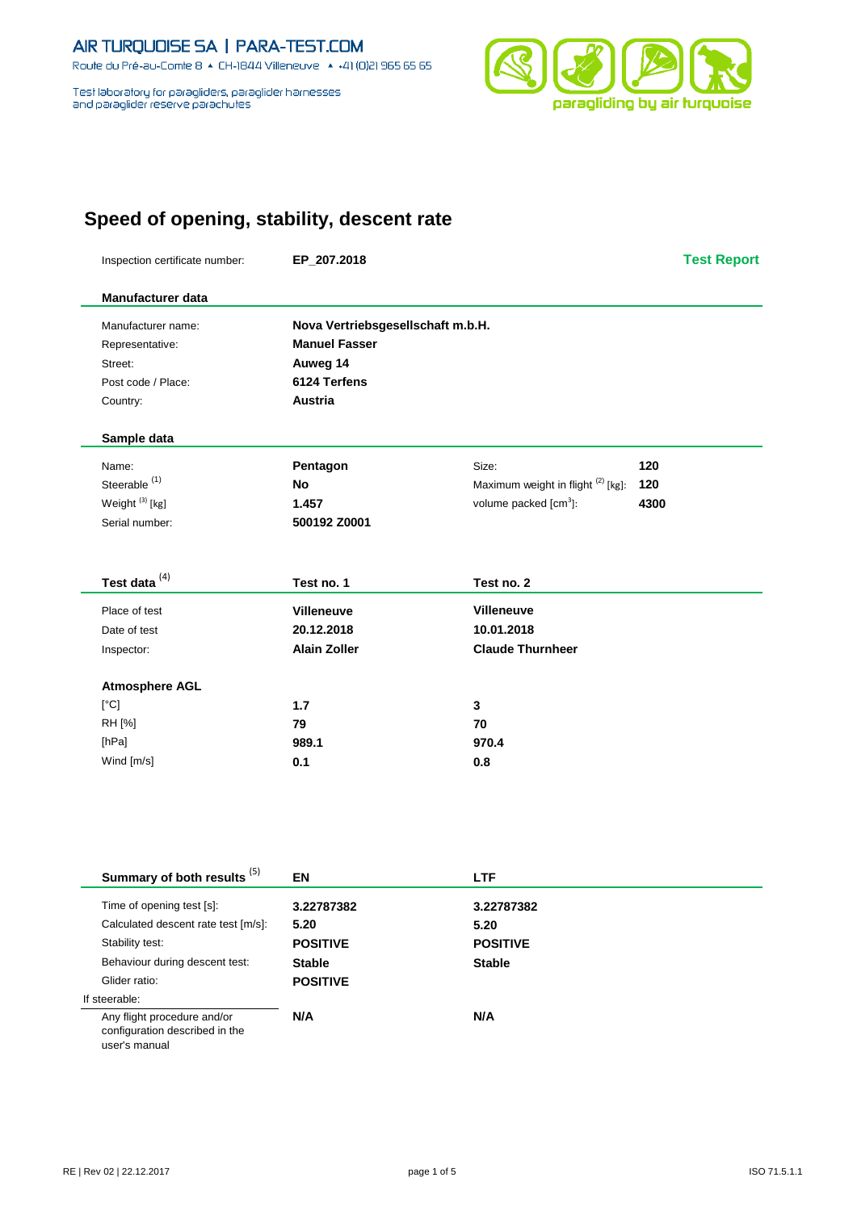AIR TURQUOISE SA | PARA-TEST.COM

Route du Pré-au-Comte 8 ▲ CH-1844 Villeneuve ▲ +41 (0)21 965 65 65

Test laboratory for paragliders, paraglider harnesses and paraglider reserve parachutes

paragliding by air turquoise

# Speed of opening, stability, descent rate

| Inspection certificate number: | EP_207.2018 | Test Report |
|---|---|---|

## Manufacturer data

| | |
|---|---|
| Manufacturer name: | **Nova Vertriebsgesellschaft m.b.H.** |
| Representative: | **Manuel Fasser** |
| Street: | **Auweg 14** |
| Post code / Place: | **6124 Terfens** |
| Country: | **Austria** |

## Sample data

| | | | |
|---|---|---|---|
| Name: | **Pentagon** | Size: | **120** |
| Steerable [1] | **No** | Maximum weight in flight [2] [kg]: | **120** |
| Weight [3] [kg] | **1.457** | volume packed [cm³]: | **4300** |
| Serial number: | **500192 Z0001** | | |

## Test data [4]

| | Test no. 1 | Test no. 2 |
|---|---|---|
| Place of test | **Villeneuve** | **Villeneuve** |
| Date of test | **20.12.2018** | **10.01.2018** |
| Inspector: | **Alain Zoller** | **Claude Thurnheer** |
| **Atmosphere AGL** | | |
| [°C] | **1.7** | **3** |
| RH [%] | **79** | **70** |
| [hPa] | **989.1** | **970.4** |
| Wind [m/s] | **0.1** | **0.8** |

## Summary of both results [5]

| | EN | LTF |
|---|---|---|
| Time of opening test [s]: | **3.22787382** | **3.22787382** |
| Calculated descent rate test [m/s]: | **5.20** | **5.20** |
| Stability test: | **POSITIVE** | **POSITIVE** |
| Behaviour during descent test: | **Stable** | **Stable** |
| Glider ratio: | **POSITIVE** | |
| If steerable: | | |
| Any flight procedure and/or configuration described in the user's manual | **N/A** | **N/A** |

RE | Rev 02 | 22.12.2017 ISO 71.5.1.1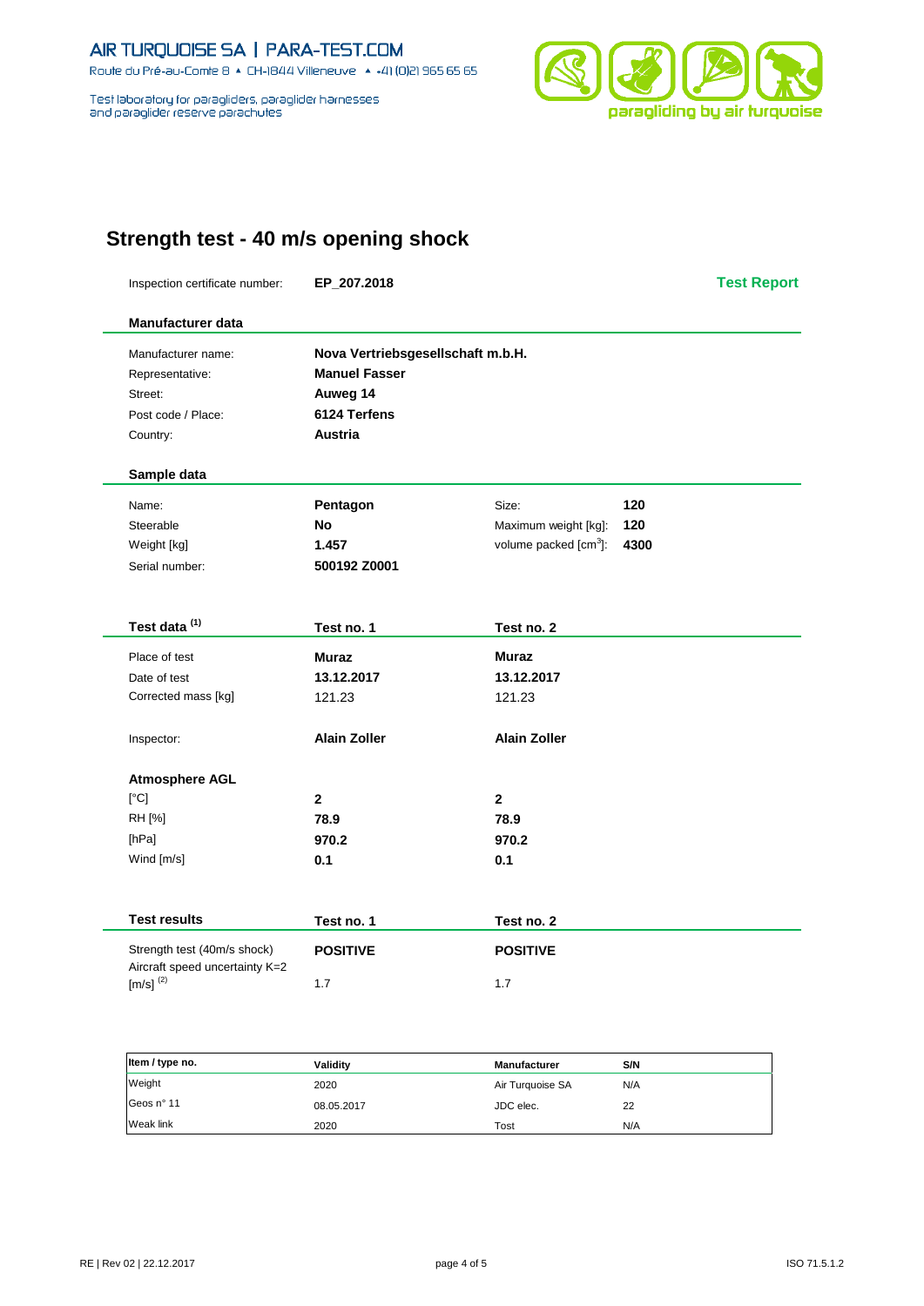AIR TURQUOISE SA | PARA-TEST.COM

Route du Pré-au-Comte 8 ▲ CH-1844 Villeneuve ▲ +41 (0)21 965 65 65

Test laboratory for paragliders, paraglider harnesses and paraglider reserve parachutes

paragliding by air turquoise

# Strength test - 40 m/s opening shock

| Inspection certificate number: | EP_207.2018 | | Test Report |
|---|---|---|---|

## Manufacturer data

| | |
|---|---|
| Manufacturer name: | **Nova Vertriebsgesellschaft m.b.H.** |
| Representative: | **Manuel Fasser** |
| Street: | **Auweg 14** |
| Post code / Place: | **6124 Terfens** |
| Country: | **Austria** |

## Sample data

| | | | |
|---|---|---|---|
| Name: | **Pentagon** | Size: | **120** |
| Steerable | **No** | Maximum weight [kg]: | **120** |
| Weight [kg] | **1.457** | volume packed [cm$^3$]: | **4300** |
| Serial number: | **500192 Z0001** | | |

| Test data [1] | Test no. 1 | Test no. 2 |
|---|---|---|
| Place of test | **Muraz** | **Muraz** |
| Date of test | **13.12.2017** | **13.12.2017** |
| Corrected mass [kg] | 121.23 | 121.23 |
| Inspector: | **Alain Zoller** | **Alain Zoller** |
| **Atmosphere AGL** | | |
| [°C] | **2** | **2** |
| RH [%] | **78.9** | **78.9** |
| [hPa] | **970.2** | **970.2** |
| Wind [m/s] | **0.1** | **0.1** |

| Test results | Test no. 1 | Test no. 2 |
|---|---|---|
| Strength test (40m/s shock) | **POSITIVE** | **POSITIVE** |
| Aircraft speed uncertainty K=2 [m/s] [2] | 1.7 | 1.7 |

| Item / type no. | Validity | Manufacturer | S/N |
|---|---|---|---|
| Weight | 2020 | Air Turquoise SA | N/A |
| Geos n° 11 | 08.05.2017 | JDC elec. | 22 |
| Weak link | 2020 | Tost | N/A |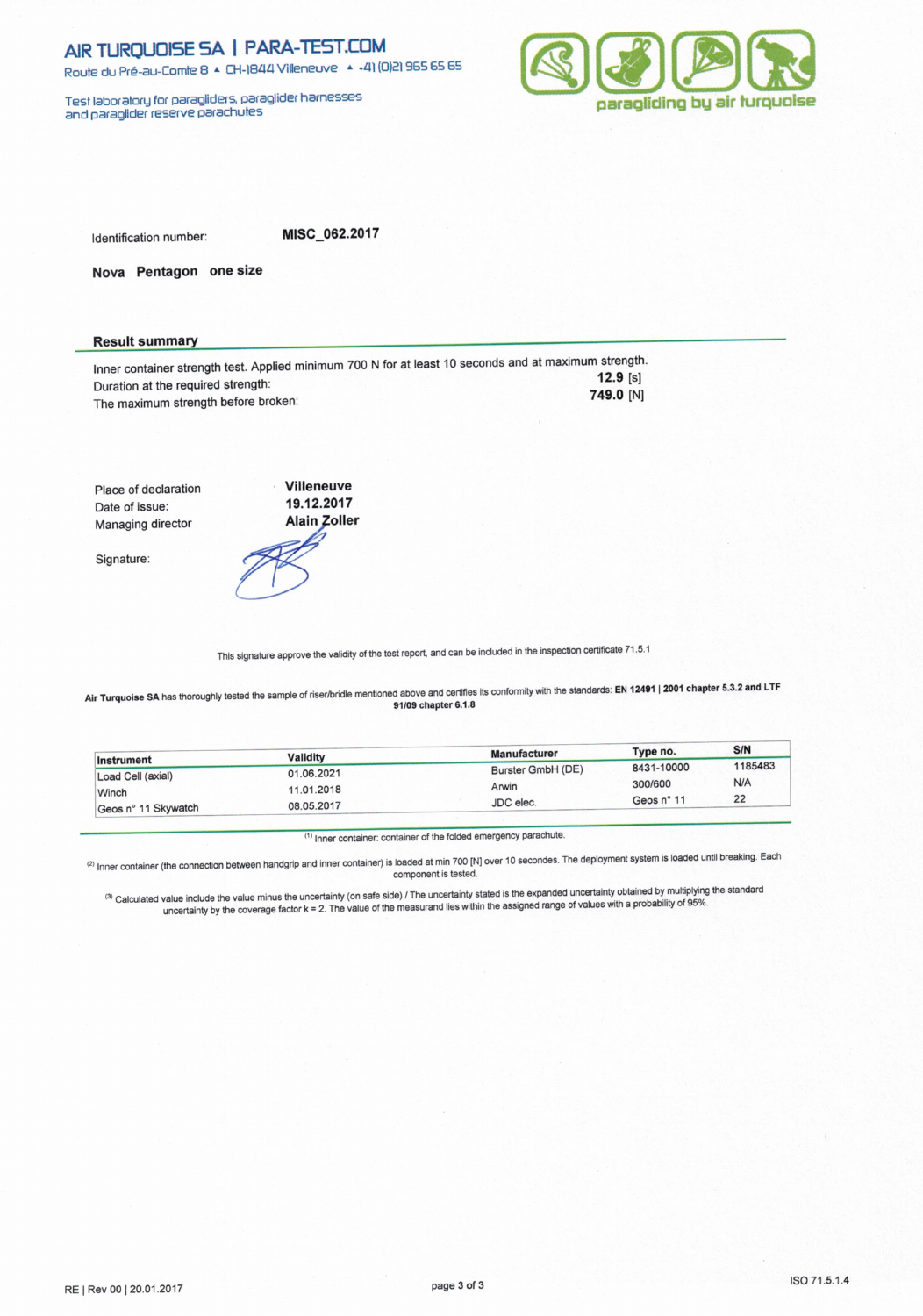# AIR TURQUOISE SA | PARA-TEST.COM

Route du Pré-au-Comte 8 ▲ CH-1844 Villeneuve ▲ +41 (0)21 965 65 65

Test laboratory for paragliders, paraglider harnesses and paraglider reserve parachutes

paragliding by air turquoise

Identification number: **MISC_062.2017**

**Nova Pentagon one size**

## Result summary

Inner container strength test. Applied minimum 700 N for at least 10 seconds and at maximum strength.

| | |
|---|---|
| Duration at the required strength: | **12.9** [s] |
| The maximum strength before broken: | **749.0** [N] |

| | |
|---|---|
| Place of declaration | **Villeneuve** |
| Date of issue: | **19.12.2017** |
| Managing director | **Alain Zoller** |

Signature:

This signature approve the validity of the test report, and can be included in the inspection certificate 71.5.1

**Air Turquoise SA** has thoroughly tested the sample of riser/bridle mentioned above and certifies its conformity with the standards: **EN 12491 | 2001 chapter 5.3.2 and LTF 91/09 chapter 6.1.8**

| Instrument | Validity | Manufacturer | Type no. | S/N |
|---|---|---|---|---|
| Load Cell (axial) | 01.06.2021 | Burster GmbH (DE) | 8431-10000 | 1185483 |
| Winch | 11.01.2018 | Arwin | 300/600 | N/A |
| Geos n° 11 Skywatch | 08.05.2017 | JDC elec. | Geos n° 11 | 22 |

[1] Inner container: container of the folded emergency parachute.

[2] Inner container (the connection between handgrip and inner container) is loaded at min 700 [N] over 10 secondes. The deployment system is loaded until breaking. Each component is tested.

[3] Calculated value include the value minus the uncertainty (on safe side) / The uncertainty stated is the expanded uncertainty obtained by multiplying the standard uncertainty by the coverage factor k = 2. The value of the measurand lies within the assigned range of values with a probability of 95%.

RE | Rev 00 | 20.01.2017

ISO 71.5.1.4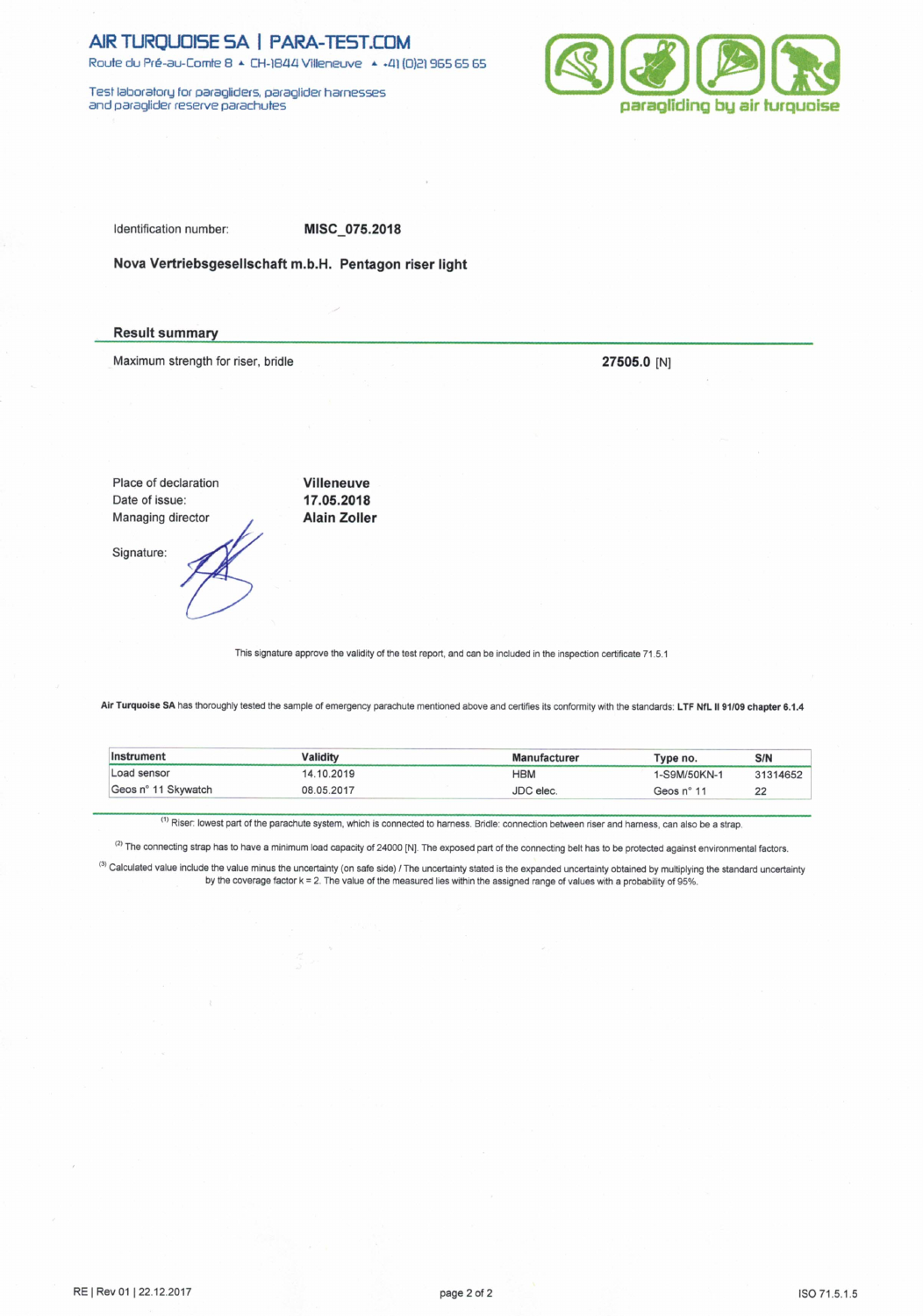# AIR TURQUOISE SA | PARA-TEST.COM

Route du Pré-au-Comte 8 ▲ CH-1844 Villeneuve ▲ +41 (0)21 965 65 65

Test laboratory for paragliders, paraglider harnesses and paraglider reserve parachutes

paragliding by air turquoise

Identification number: **MISC_075.2018**

**Nova Vertriebsgesellschaft m.b.H. Pentagon riser light**

## Result summary

| | |
|---|---|
| Maximum strength for riser, bridle | **27505.0** [N] |

| | |
|---|---|
| Place of declaration | **Villeneuve** |
| Date of issue: | **17.05.2018** |
| Managing director | **Alain Zoller** |

Signature:

This signature approve the validity of the test report, and can be included in the inspection certificate 71.5.1

**Air Turquoise SA** has thoroughly tested the sample of emergency parachute mentioned above and certifies its conformity with the standards: **LTF NfL II 91/09 chapter 6.1.4**

| Instrument | Validity | Manufacturer | Type no. | S/N |
|---|---|---|---|---|
| Load sensor | 14.10.2019 | HBM | 1-S9M/50KN-1 | 31314652 |
| Geos n° 11 Skywatch | 08.05.2017 | JDC elec. | Geos n° 11 | 22 |

(1) Riser: lowest part of the parachute system, which is connected to harness. Bridle: connection between riser and harness, can also be a strap.

(2) The connecting strap has to have a minimum load capacity of 24000 [N]. The exposed part of the connecting belt has to be protected against environmental factors.

(3) Calculated value include the value minus the uncertainty (on safe side) / The uncertainty stated is the expanded uncertainty obtained by multiplying the standard uncertainty by the coverage factor k = 2. The value of the measured lies within the assigned range of values with a probability of 95%.

RE | Rev 01 | 22.12.2017

ISO 71.5.1.5